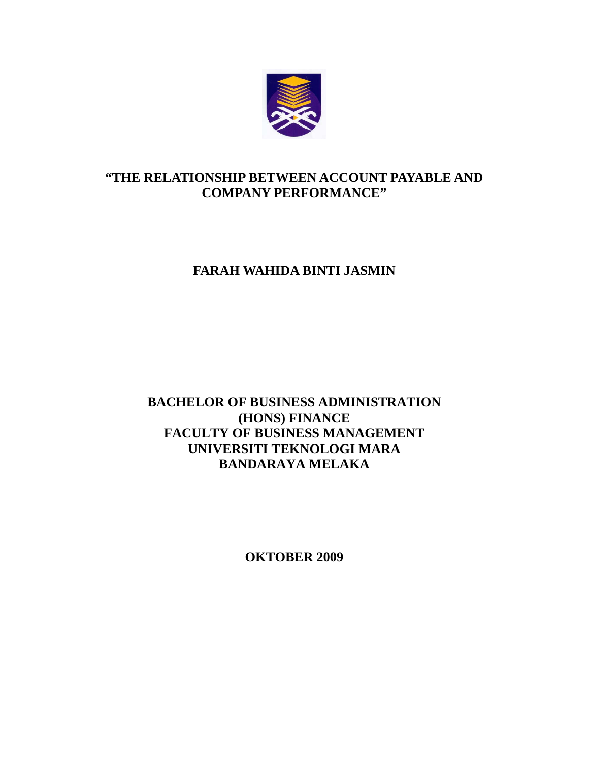# "THE RELATIONSHIP BETWEEN ACCOUNT PAYABLE AND COMPANY PERFORMANCE"

**FARAH WAHIDA BINTI JASMIN**

**BACHELOR OF BUSINESS ADMINISTRATION**
**(HONS) FINANCE**
**FACULTY OF BUSINESS MANAGEMENT**
**UNIVERSITI TEKNOLOGI MARA**
**BANDARAYA MELAKA**

**OKTOBER 2009**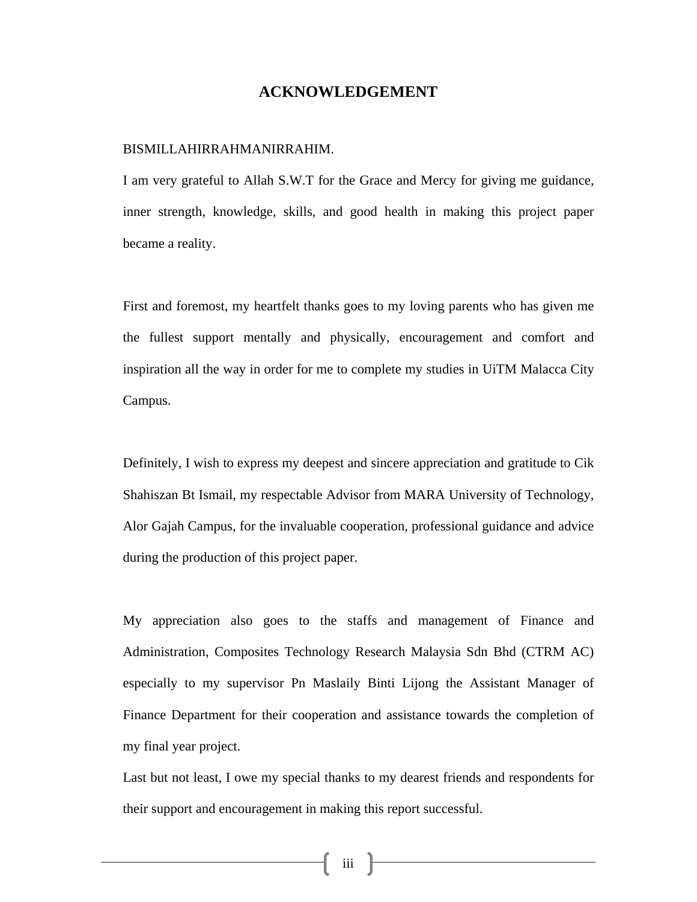# ACKNOWLEDGEMENT

BISMILLAHIRRAHMANIRRAHIM.

I am very grateful to Allah S.W.T for the Grace and Mercy for giving me guidance, inner strength, knowledge, skills, and good health in making this project paper became a reality.

First and foremost, my heartfelt thanks goes to my loving parents who has given me the fullest support mentally and physically, encouragement and comfort and inspiration all the way in order for me to complete my studies in UiTM Malacca City Campus.

Definitely, I wish to express my deepest and sincere appreciation and gratitude to Cik Shahiszan Bt Ismail, my respectable Advisor from MARA University of Technology, Alor Gajah Campus, for the invaluable cooperation, professional guidance and advice during the production of this project paper.

My appreciation also goes to the staffs and management of Finance and Administration, Composites Technology Research Malaysia Sdn Bhd (CTRM AC) especially to my supervisor Pn Maslaily Binti Lijong the Assistant Manager of Finance Department for their cooperation and assistance towards the completion of my final year project.

Last but not least, I owe my special thanks to my dearest friends and respondents for their support and encouragement in making this report successful.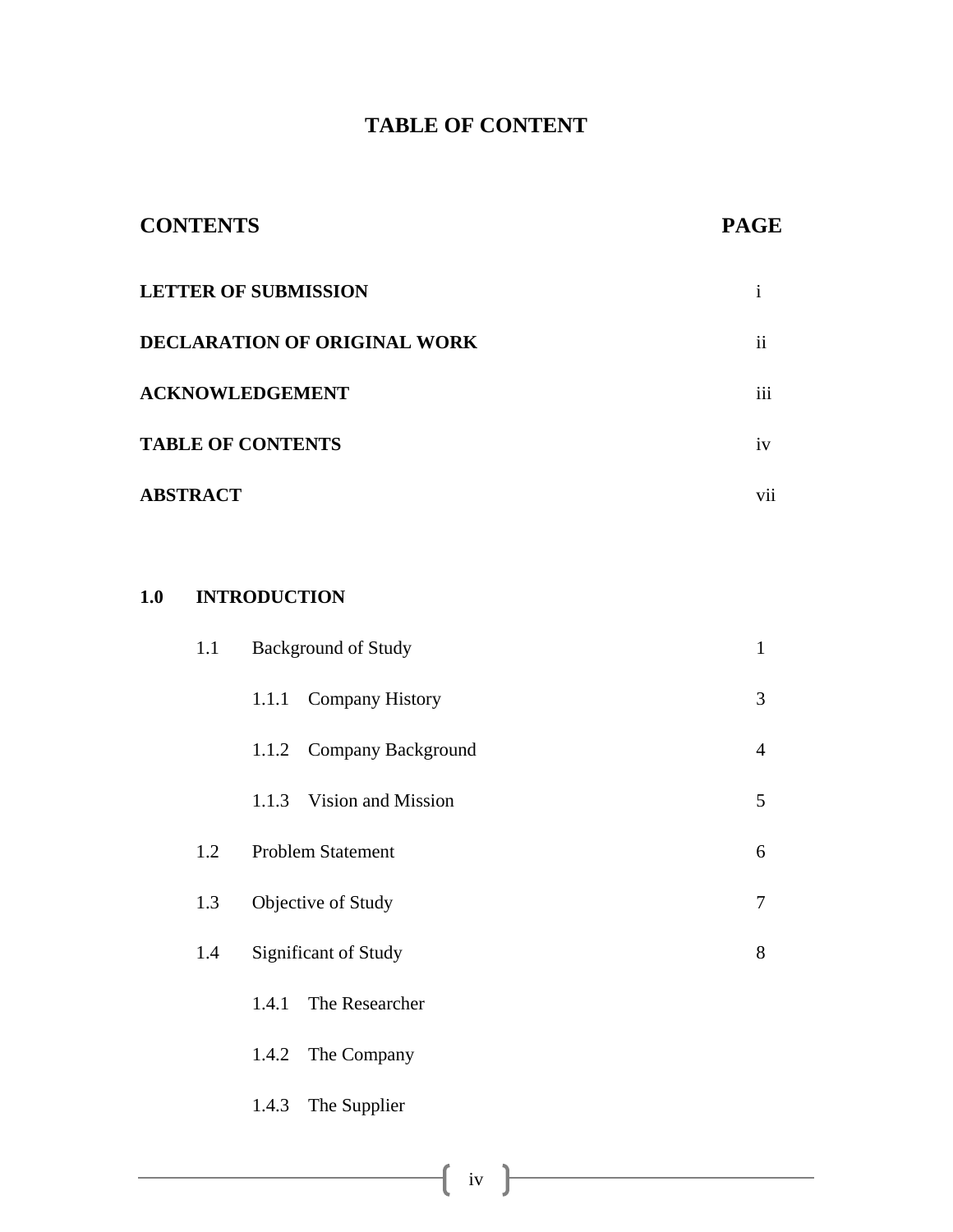# TABLE OF CONTENT

| CONTENTS | PAGE |
|---|---|
| **LETTER OF SUBMISSION** | i |
| **DECLARATION OF ORIGINAL WORK** | ii |
| **ACKNOWLEDGEMENT** | iii |
| **TABLE OF CONTENTS** | iv |
| **ABSTRACT** | vii |
| | |
| **1.0 INTRODUCTION** | |
| 1.1 Background of Study | 1 |
| 1.1.1 Company History | 3 |
| 1.1.2 Company Background | 4 |
| 1.1.3 Vision and Mission | 5 |
| 1.2 Problem Statement | 6 |
| 1.3 Objective of Study | 7 |
| 1.4 Significant of Study | 8 |
| 1.4.1 The Researcher | |
| 1.4.2 The Company | |
| 1.4.3 The Supplier | |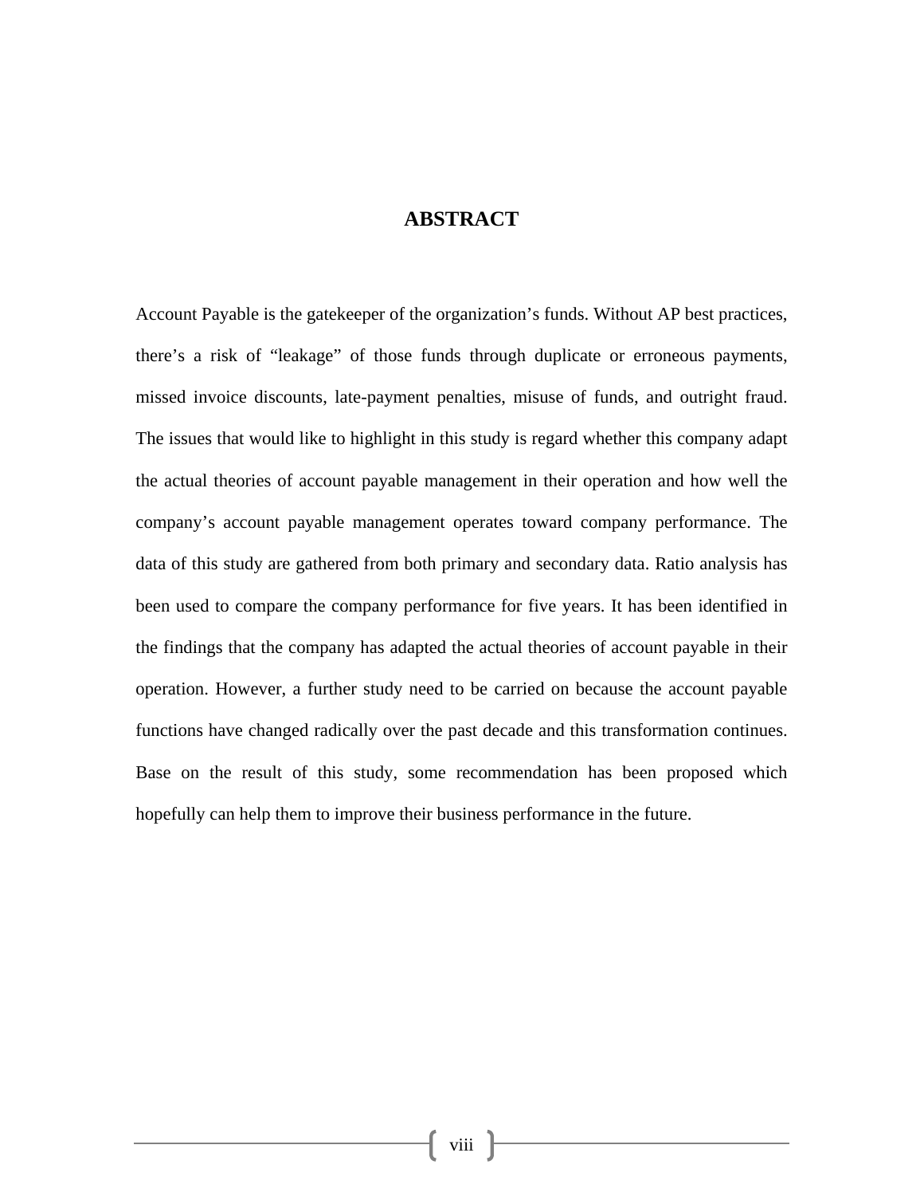# ABSTRACT

Account Payable is the gatekeeper of the organization's funds. Without AP best practices, there's a risk of "leakage" of those funds through duplicate or erroneous payments, missed invoice discounts, late-payment penalties, misuse of funds, and outright fraud. The issues that would like to highlight in this study is regard whether this company adapt the actual theories of account payable management in their operation and how well the company's account payable management operates toward company performance. The data of this study are gathered from both primary and secondary data. Ratio analysis has been used to compare the company performance for five years. It has been identified in the findings that the company has adapted the actual theories of account payable in their operation. However, a further study need to be carried on because the account payable functions have changed radically over the past decade and this transformation continues. Base on the result of this study, some recommendation has been proposed which hopefully can help them to improve their business performance in the future.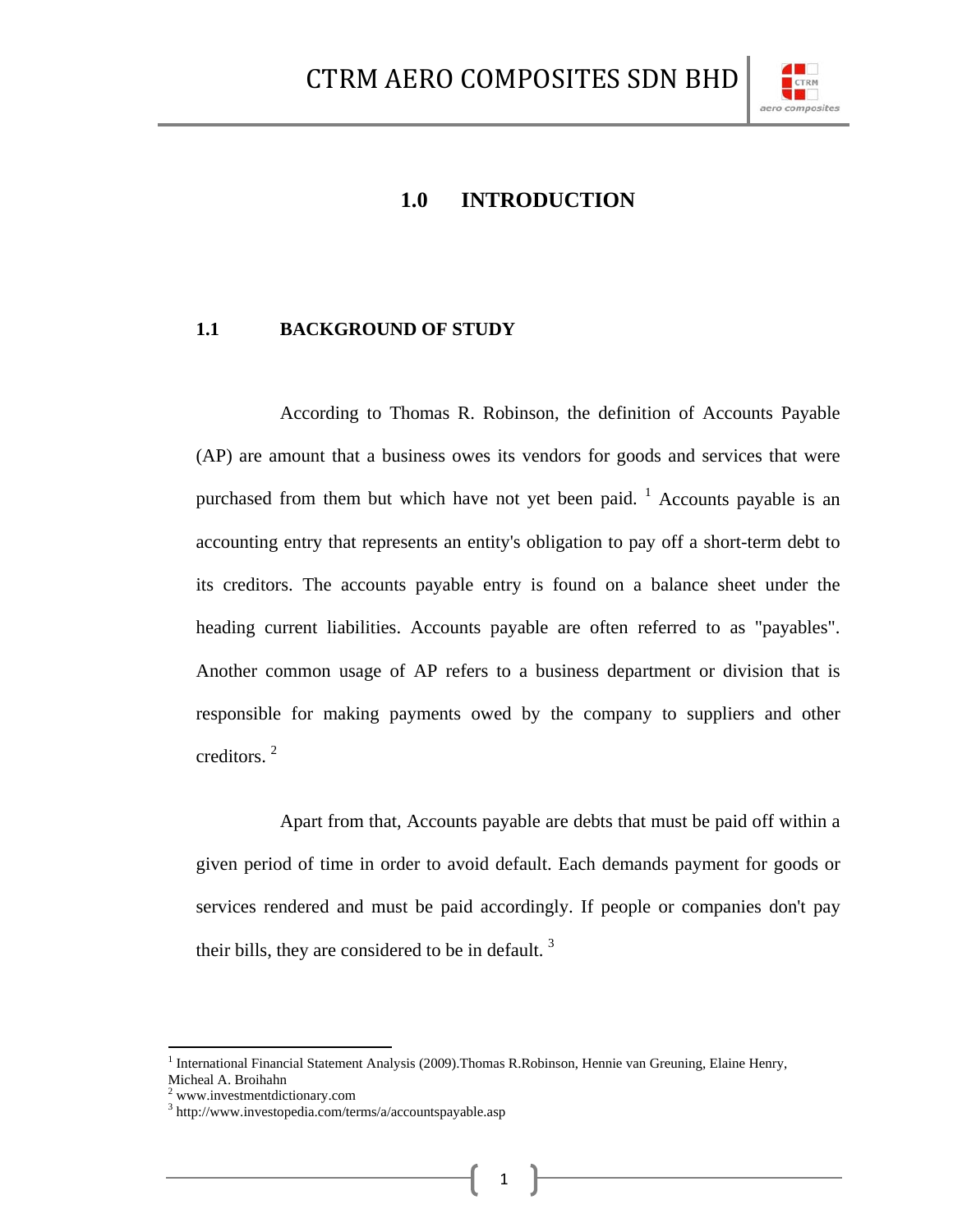# 1.0 INTRODUCTION

## 1.1 BACKGROUND OF STUDY

According to Thomas R. Robinson, the definition of Accounts Payable (AP) are amount that a business owes its vendors for goods and services that were purchased from them but which have not yet been paid. [1] Accounts payable is an accounting entry that represents an entity's obligation to pay off a short-term debt to its creditors. The accounts payable entry is found on a balance sheet under the heading current liabilities. Accounts payable are often referred to as "payables". Another common usage of AP refers to a business department or division that is responsible for making payments owed by the company to suppliers and other creditors. [2]

Apart from that, Accounts payable are debts that must be paid off within a given period of time in order to avoid default. Each demands payment for goods or services rendered and must be paid accordingly. If people or companies don't pay their bills, they are considered to be in default. [3]

---

[1] International Financial Statement Analysis (2009).Thomas R.Robinson, Hennie van Greuning, Elaine Henry, Micheal A. Broihahn

[2] www.investmentdictionary.com

[3] http://www.investopedia.com/terms/a/accountspayable.asp